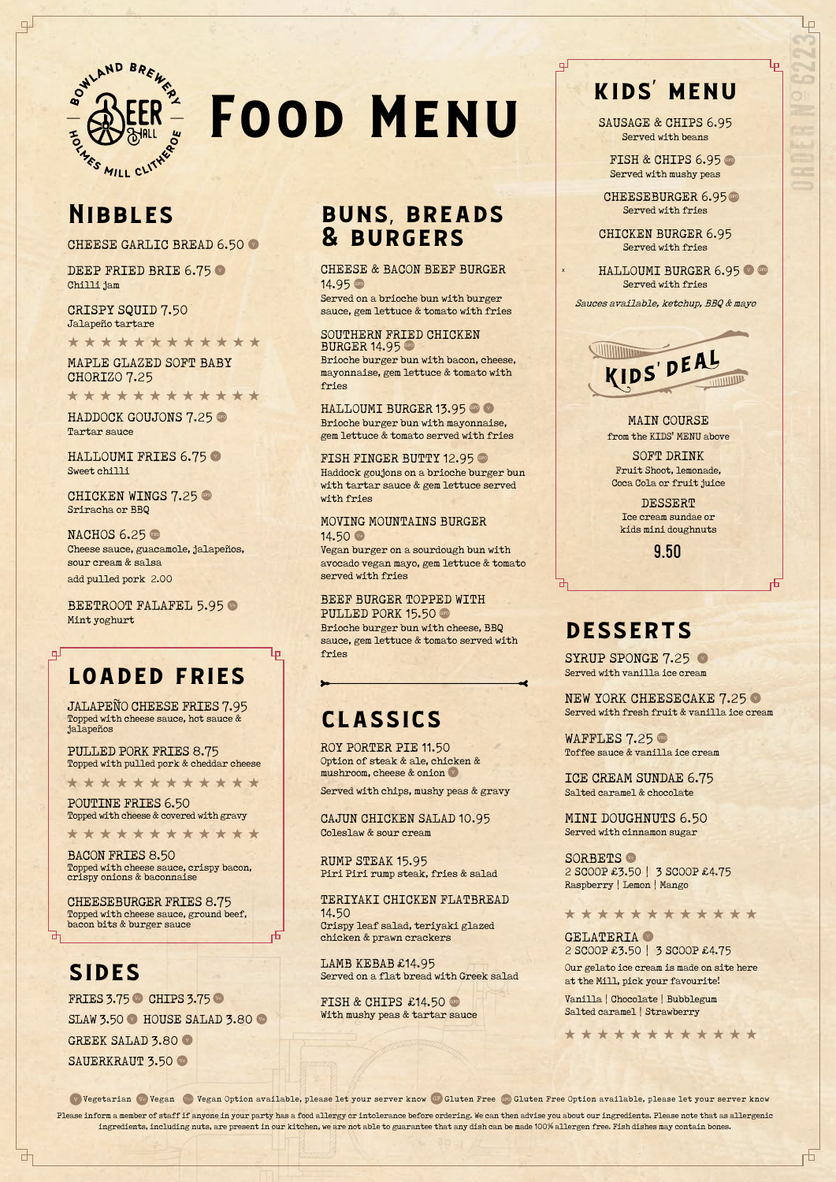BOWLAND BREWERY BEER HALL HOLMES MILL CLITHEROE

# FOOD MENU

## NIBBLES

CHEESE GARLIC BREAD 6.50 (V)

DEEP FRIED BRIE 6.75 (V)
Chilli jam

CRISPY SQUID 7.50
Jalapeño tartare

★★★★★★★★★★★

MAPLE GLAZED SOFT BABY CHORIZO 7.25

★★★★★★★★★★★

HADDOCK GOUJONS 7.25 (GFO)
Tartar sauce

HALLOUMI FRIES 6.75 (V)
Sweet chilli

CHICKEN WINGS 7.25 (GFO)
Sriracha or BBQ

NACHOS 6.25 (GFO)
Cheese sauce, guacamole, jalapeños, sour cream & salsa
add pulled pork 2.00

BEETROOT FALAFEL 5.95 (Ve)
Mint yoghurt

## LOADED FRIES

JALAPEÑO CHEESE FRIES 7.95
Topped with cheese sauce, hot sauce & jalapeños

PULLED PORK FRIES 8.75
Topped with pulled pork & cheddar cheese

★★★★★★★★★★★

POUTINE FRIES 6.50
Topped with cheese & covered with gravy

★★★★★★★★★★★

BACON FRIES 8.50
Topped with cheese sauce, crispy bacon, crispy onions & baconnaise

CHEESEBURGER FRIES 8.75
Topped with cheese sauce, ground beef, bacon bits & burger sauce

## SIDES

FRIES 3.75 (Ve) CHIPS 3.75 (Ve)
SLAW 3.50 (V) HOUSE SALAD 3.80 (V)
GREEK SALAD 3.80 (V)
SAUERKRAUT 3.50 (Ve)

## BUNS, BREADS & BURGERS

CHEESE & BACON BEEF BURGER 14.95 (GFO)
Served on a brioche bun with burger sauce, gem lettuce & tomato with fries

SOUTHERN FRIED CHICKEN BURGER 14.95 (GFO)
Brioche burger bun with bacon, cheese, mayonnaise, gem lettuce & tomato with fries

HALLOUMI BURGER 13.95 (GFO) (V)
Brioche burger bun with mayonnaise, gem lettuce & tomato served with fries

FISH FINGER BUTTY 12.95 (GFO)
Haddock goujons on a brioche burger bun with tartar sauce & gem lettuce served with fries

MOVING MOUNTAINS BURGER 14.50 (Ve)
Vegan burger on a sourdough bun with avocado vegan mayo, gem lettuce & tomato served with fries

BEEF BURGER TOPPED WITH PULLED PORK 15.50 (GFO)
Brioche burger bun with cheese, BBQ sauce, gem lettuce & tomato served with fries

## CLASSICS

ROY PORTER PIE 11.50
Option of steak & ale, chicken & mushroom, cheese & onion (V)
Served with chips, mushy peas & gravy

CAJUN CHICKEN SALAD 10.95
Coleslaw & sour cream

RUMP STEAK 15.95
Piri Piri rump steak, fries & salad

TERIYAKI CHICKEN FLATBREAD 14.50
Crispy leaf salad, teriyaki glazed chicken & prawn crackers

LAMB KEBAB £14.95
Served on a flat bread with Greek salad

FISH & CHIPS £14.50 (GFO)
With mushy peas & tartar sauce

## KIDS' MENU

SAUSAGE & CHIPS 6.95
Served with beans

FISH & CHIPS 6.95 (GFO)
Served with mushy peas

CHEESEBURGER 6.95 (GFO)
Served with fries

CHICKEN BURGER 6.95
Served with fries

HALLOUMI BURGER 6.95 (V) (GFO)
Served with fries

*Sauces available, ketchup, BBQ & mayo*

### KIDS' DEAL

MAIN COURSE
from the KIDS' MENU above

SOFT DRINK
Fruit Shoot, lemonade, Coca Cola or fruit juice

DESSERT
Ice cream sundae or kids mini doughnuts

**9.50**

## DESSERTS

SYRUP SPONGE 7.25 (V)
Served with vanilla ice cream

NEW YORK CHEESECAKE 7.25 (V)
Served with fresh fruit & vanilla ice cream

WAFFLES 7.25 (GFO)
Toffee sauce & vanilla ice cream

ICE CREAM SUNDAE 6.75
Salted caramel & chocolate

MINI DOUGHNUTS 6.50
Served with cinnamon sugar

SORBETS (Ve)
2 SCOOP £3.50 | 3 SCOOP £4.75
Raspberry | Lemon | Mango

★★★★★★★★★★★

GELATERIA (V)
2 SCOOP £3.50 | 3 SCOOP £4.75
Our gelato ice cream is made on site here at the Mill, pick your favourite!
Vanilla | Chocolate | Bubblegum
Salted caramel | Strawberry

★★★★★★★★★★★

(V) Vegetarian (Ve) Vegan (VeO) Vegan Option available, please let your server know (GF) Gluten Free (GFO) Gluten Free Option available, please let your server know

Please inform a member of staff if anyone in your party has a food allergy or intolerance before ordering. We can then advise you about our ingredients. Please note that as allergenic ingredients, including nuts, are present in our kitchen, we are not able to guarantee that any dish can be made 100% allergen free. Fish dishes may contain bones.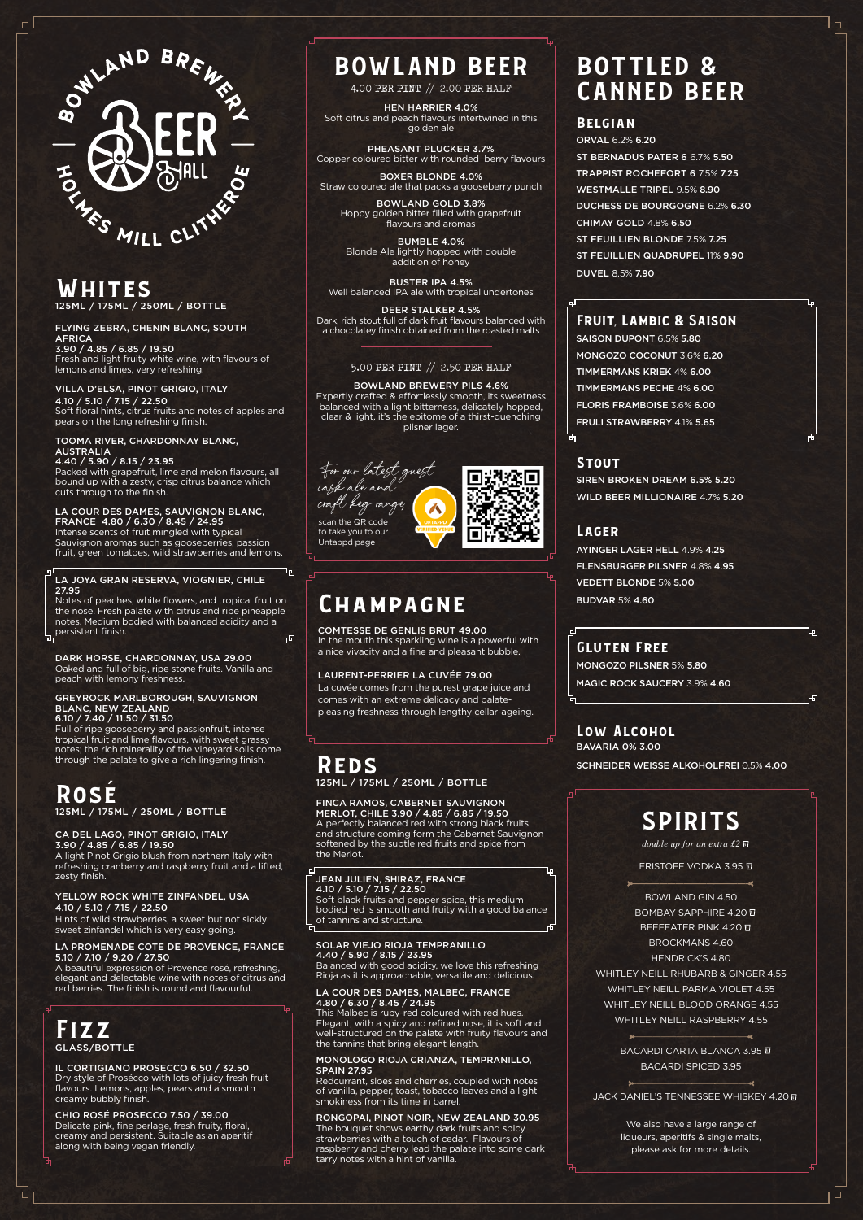BOWLAND BREWERY
BEER HALL
HOLMES MILL CLITHEROE

## WHITES

125ML / 175ML / 250ML / BOTTLE

**FLYING ZEBRA, CHENIN BLANC, SOUTH AFRICA**
**3.90 / 4.85 / 6.85 / 19.50**
Fresh and light fruity white wine, with flavours of lemons and limes, very refreshing.

**VILLA D'ELSA, PINOT GRIGIO, ITALY**
**4.10 / 5.10 / 7.15 / 22.50**
Soft floral hints, citrus fruits and notes of apples and pears on the long refreshing finish.

**TOOMA RIVER, CHARDONNAY BLANC, AUSTRALIA**
**4.40 / 5.90 / 8.15 / 23.95**
Packed with grapefruit, lime and melon flavours, all bound up with a zesty, crisp citrus balance which cuts through to the finish.

**LA COUR DES DAMES, SAUVIGNON BLANC, FRANCE 4.80 / 6.30 / 8.45 / 24.95**
Intense scents of fruit mingled with typical Sauvignon aromas such as gooseberries, passion fruit, green tomatoes, wild strawberries and lemons.

**LA JOYA GRAN RESERVA, VIOGNIER, CHILE 27.95**
Notes of peaches, white flowers, and tropical fruit on the nose. Fresh palate with citrus and ripe pineapple notes. Medium bodied with balanced acidity and a persistent finish.

**DARK HORSE, CHARDONNAY, USA 29.00**
Oaked and full of big, ripe stone fruits. Vanilla and peach with lemony freshness.

**GREYROCK MARLBOROUGH, SAUVIGNON BLANC, NEW ZEALAND**
**6.10 / 7.40 / 11.50 / 31.50**
Full of ripe gooseberry and passionfruit, intense tropical fruit and lime flavours, with sweet grassy notes; the rich minerality of the vineyard soils come through the palate to give a rich lingering finish.

## ROSÉ

125ML / 175ML / 250ML / BOTTLE

**CA DEL LAGO, PINOT GRIGIO, ITALY**
**3.90 / 4.85 / 6.85 / 19.50**
A light Pinot Grigio blush from northern Italy with refreshing cranberry and raspberry fruit and a lifted, zesty finish.

**YELLOW ROCK WHITE ZINFANDEL, USA**
**4.10 / 5.10 / 7.15 / 22.50**
Hints of wild strawberries, a sweet but not sickly sweet zinfandel which is very easy going.

**LA PROMENADE COTE DE PROVENCE, FRANCE**
**5.10 / 7.10 / 9.20 / 27.50**
A beautiful expression of Provence rosé, refreshing, elegant and delectable wine with notes of citrus and red berries. The finish is round and flavourful.

## FIZZ

GLASS/BOTTLE

**IL CORTIGIANO PROSECCO 6.50 / 32.50**
Dry style of Prosécco with lots of juicy fresh fruit flavours. Lemons, apples, pears and a smooth creamy bubbly finish.

**CHIO ROSÉ PROSECCO 7.50 / 39.00**
Delicate pink, fine perlage, fresh fruity, floral, creamy and persistent. Suitable as an aperitif along with being vegan friendly.

## BOWLAND BEER

4.00 PER PINT // 2.00 PER HALF

**HEN HARRIER 4.0%**
Soft citrus and peach flavours intertwined in this golden ale

**PHEASANT PLUCKER 3.7%**
Copper coloured bitter with rounded berry flavours

**BOXER BLONDE 4.0%**
Straw coloured ale that packs a gooseberry punch

**BOWLAND GOLD 3.8%**
Hoppy golden bitter filled with grapefruit flavours and aromas

**BUMBLE 4.0%**
Blonde Ale lightly hopped with double addition of honey

**BUSTER IPA 4.5%**
Well balanced IPA ale with tropical undertones

**DEER STALKER 4.5%**
Dark, rich stout full of dark fruit flavours balanced with a chocolatey finish obtained from the roasted malts

5.00 PER PINT // 2.50 PER HALF

**BOWLAND BREWERY PILS 4.6%**
Expertly crafted & effortlessly smooth, its sweetness balanced with a light bitterness, delicately hopped, clear & light, it's the epitome of a thirst-quenching pilsner lager.

*For our latest guest cask ale and craft keg range,*
scan the QR code to take you to our Untappd page

UNTAPPD VERIFIED VENUE

## CHAMPAGNE

**COMTESSE DE GENLIS BRUT 49.00**
In the mouth this sparkling wine is a powerful with a nice vivacity and a fine and pleasant bubble.

**LAURENT-PERRIER LA CUVÉE 79.00**
La cuvée comes from the purest grape juice and comes with an extreme delicacy and palate-pleasing freshness through lengthy cellar-ageing.

## REDS

125ML / 175ML / 250ML / BOTTLE

**FINCA RAMOS, CABERNET SAUVIGNON MERLOT, CHILE 3.90 / 4.85 / 6.85 / 19.50**
A perfectly balanced red with strong black fruits and structure coming form the Cabernet Sauvignon softened by the subtle red fruits and spice from the Merlot.

**JEAN JULIEN, SHIRAZ, FRANCE**
**4.10 / 5.10 / 7.15 / 22.50**
Soft black fruits and pepper spice, this medium bodied red is smooth and fruity with a good balance of tannins and structure.

**SOLAR VIEJO RIOJA TEMPRANILLO**
**4.40 / 5.90 / 8.15 / 23.95**
Balanced with good acidity, we love this refreshing Rioja as it is approachable, versatile and delicious.

**LA COUR DES DAMES, MALBEC, FRANCE**
**4.80 / 6.30 / 8.45 / 24.95**
This Malbec is ruby-red coloured with red hues. Elegant, with a spicy and refined nose, it is soft and well-structured on the palate with fruity flavours and the tannins that bring elegant length.

**MONOLOGO RIOJA CRIANZA, TEMPRANILLO, SPAIN 27.95**
Redcurrant, sloes and cherries, coupled with notes of vanilla, pepper, toast, tobacco leaves and a light smokiness from its time in barrel.

**RONGOPAI, PINOT NOIR, NEW ZEALAND 30.95**
The bouquet shows earthy dark fruits and spicy strawberries with a touch of cedar. Flavours of raspberry and cherry lead the palate into some dark tarry notes with a hint of vanilla.

## BOTTLED & CANNED BEER

### BELGIAN

**ORVAL** 6.2% **6.20**
**ST BERNADUS PATER 6** 6.7% **5.50**
**TRAPPIST ROCHEFORT 6** 7.5% **7.25**
**WESTMALLE TRIPEL** 9.5% **8.90**
**DUCHESSE DE BOURGOGNE** 6.2% **6.30**
**CHIMAY GOLD** 4.8% **6.50**
**ST FEUILLIEN BLONDE** 7.5% **7.25**
**ST FEUILLIEN QUADRUPEL** 11% **9.90**
**DUVEL** 8.5% **7.90**

### FRUIT, LAMBIC & SAISON

**SAISON DUPONT** 6.5% **5.80**
**MONGOZO COCONUT** 3.6% **6.20**
**TIMMERMANS KRIEK** 4% **6.00**
**TIMMERMANS PECHE** 4% **6.00**
**FLORIS FRAMBOISE** 3.6% **6.00**
**FRULI STRAWBERRY** 4.1% **5.65**

### STOUT

**SIREN BROKEN DREAM 6.5% 5.20**
**WILD BEER MILLIONAIRE** 4.7% **5.20**

### LAGER

**AYINGER LAGER HELL** 4.9% **4.25**
**FLENSBURGER PILSNER** 4.8% **4.95**
**VEDETT BLONDE** 5% **5.00**
**BUDVAR** 5% **4.60**

### GLUTEN FREE

**MONGOZO PILSNER** 5% **5.80**
**MAGIC ROCK SAUCERY** 3.9% **4.60**

### LOW ALCOHOL

**BAVARIA 0% 3.00**
**SCHNEIDER WEISSE ALKOHOLFREI** 0.5% **4.00**

## SPIRITS

*double up for an extra £2*

ERISTOFF VODKA 3.95

BOWLAND GIN 4.50
BOMBAY SAPPHIRE 4.20
BEEFEATER PINK 4.20
BROCKMANS 4.60
HENDRICK'S 4.80
WHITLEY NEILL RHUBARB & GINGER 4.55
WHITLEY NEILL PARMA VIOLET 4.55
WHITLEY NEILL BLOOD ORANGE 4.55
WHITLEY NEILL RASPBERRY 4.55

BACARDI CARTA BLANCA 3.95
BACARDI SPICED 3.95

JACK DANIEL'S TENNESSEE WHISKEY 4.20

We also have a large range of liqueurs, aperitifs & single malts, please ask for more details.